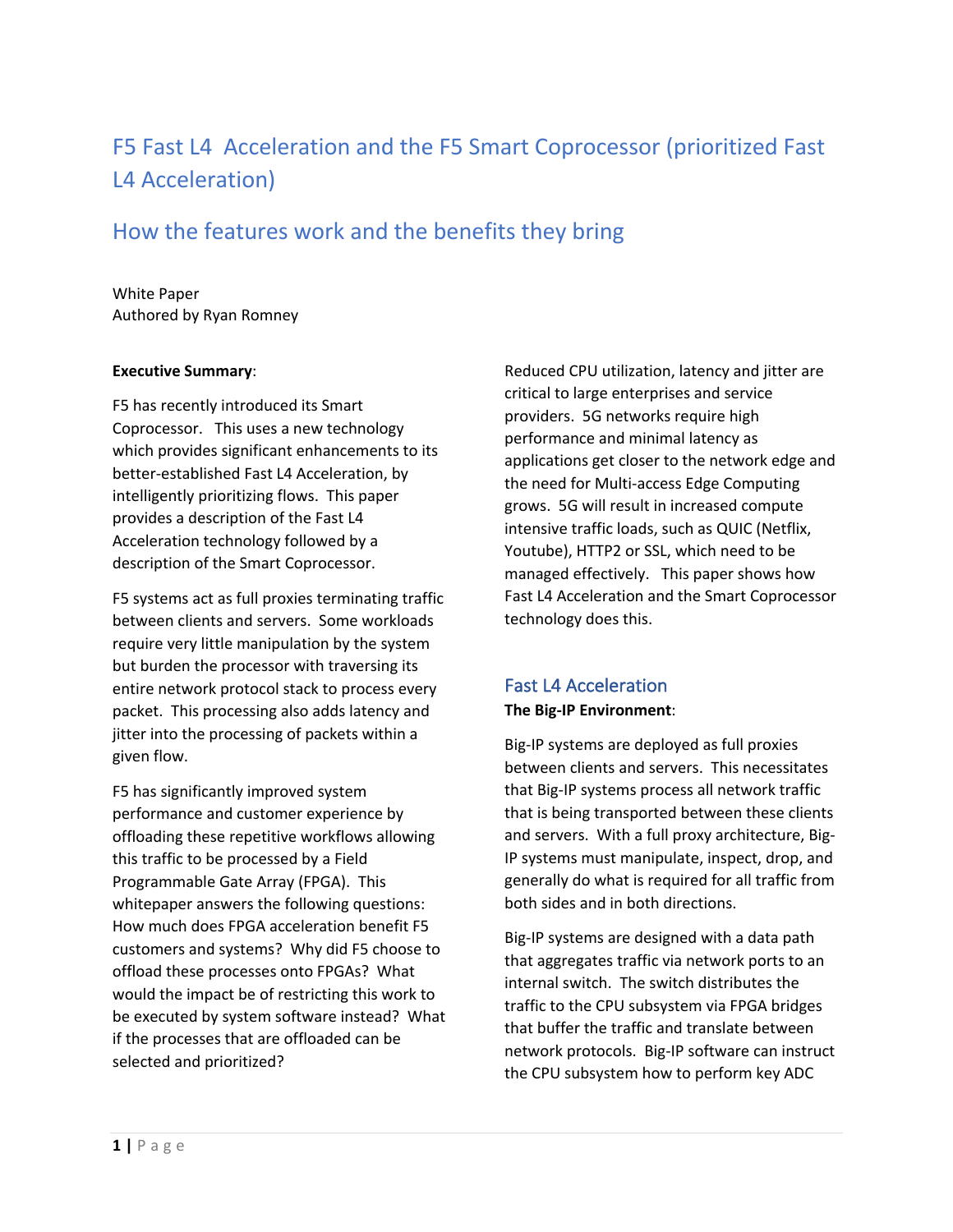# F5 Fast L4 Acceleration and the F5 Smart Coprocessor (prioritized Fast L4 Acceleration)

## How the features work and the benefits they bring

White Paper
Authored by Ryan Romney

**Executive Summary**:

F5 has recently introduced its Smart Coprocessor. This uses a new technology which provides significant enhancements to its better-established Fast L4 Acceleration, by intelligently prioritizing flows. This paper provides a description of the Fast L4 Acceleration technology followed by a description of the Smart Coprocessor.

F5 systems act as full proxies terminating traffic between clients and servers. Some workloads require very little manipulation by the system but burden the processor with traversing its entire network protocol stack to process every packet. This processing also adds latency and jitter into the processing of packets within a given flow.

F5 has significantly improved system performance and customer experience by offloading these repetitive workflows allowing this traffic to be processed by a Field Programmable Gate Array (FPGA). This whitepaper answers the following questions: How much does FPGA acceleration benefit F5 customers and systems? Why did F5 choose to offload these processes onto FPGAs? What would the impact be of restricting this work to be executed by system software instead? What if the processes that are offloaded can be selected and prioritized?

Reduced CPU utilization, latency and jitter are critical to large enterprises and service providers. 5G networks require high performance and minimal latency as applications get closer to the network edge and the need for Multi-access Edge Computing grows. 5G will result in increased compute intensive traffic loads, such as QUIC (Netflix, Youtube), HTTP2 or SSL, which need to be managed effectively. This paper shows how Fast L4 Acceleration and the Smart Coprocessor technology does this.

## Fast L4 Acceleration

**The Big-IP Environment**:

Big-IP systems are deployed as full proxies between clients and servers. This necessitates that Big-IP systems process all network traffic that is being transported between these clients and servers. With a full proxy architecture, Big-IP systems must manipulate, inspect, drop, and generally do what is required for all traffic from both sides and in both directions.

Big-IP systems are designed with a data path that aggregates traffic via network ports to an internal switch. The switch distributes the traffic to the CPU subsystem via FPGA bridges that buffer the traffic and translate between network protocols. Big-IP software can instruct the CPU subsystem how to perform key ADC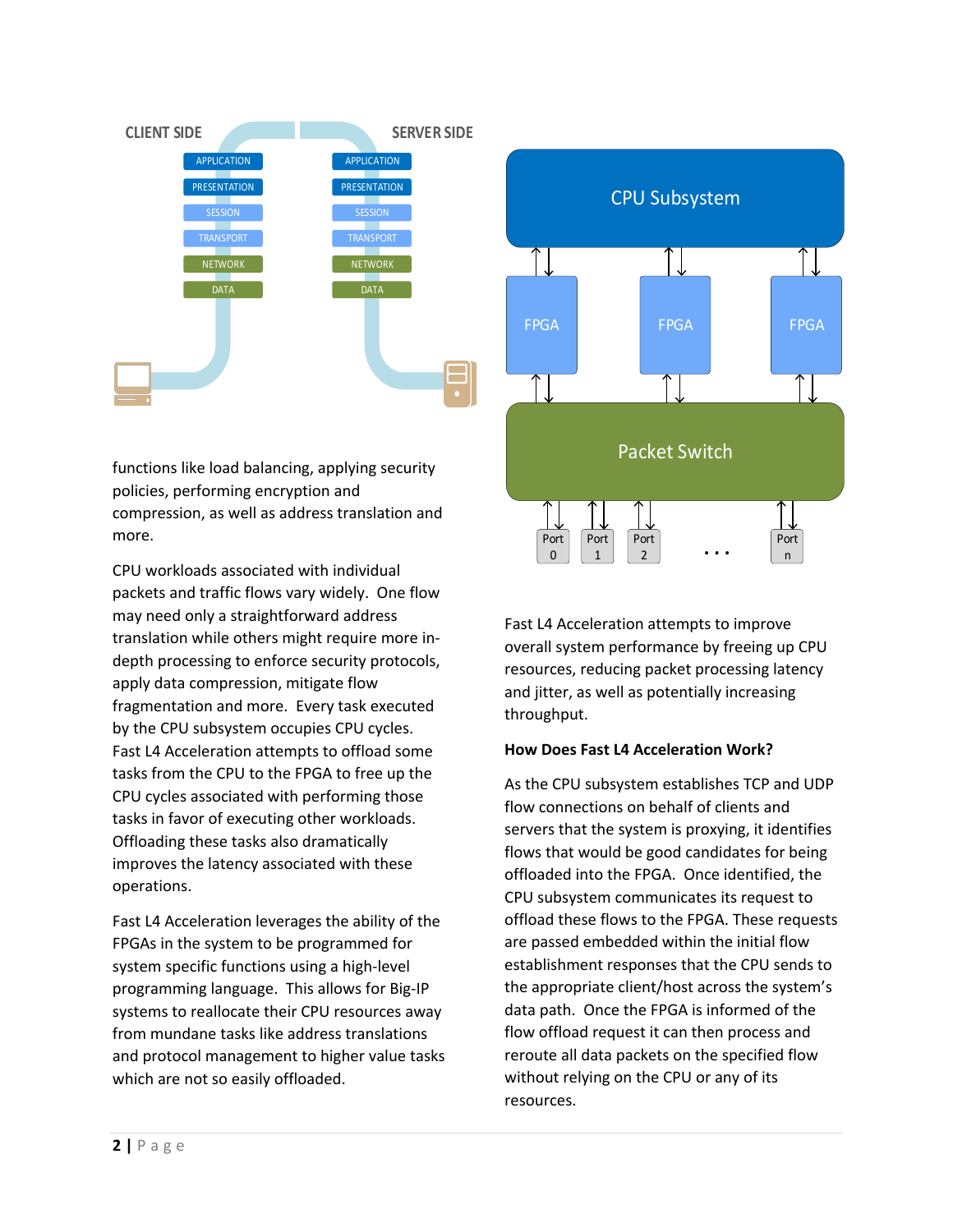functions like load balancing, applying security policies, performing encryption and compression, as well as address translation and more.

CPU workloads associated with individual packets and traffic flows vary widely. One flow may need only a straightforward address translation while others might require more in-depth processing to enforce security protocols, apply data compression, mitigate flow fragmentation and more. Every task executed by the CPU subsystem occupies CPU cycles. Fast L4 Acceleration attempts to offload some tasks from the CPU to the FPGA to free up the CPU cycles associated with performing those tasks in favor of executing other workloads. Offloading these tasks also dramatically improves the latency associated with these operations.

Fast L4 Acceleration leverages the ability of the FPGAs in the system to be programmed for system specific functions using a high-level programming language. This allows for Big-IP systems to reallocate their CPU resources away from mundane tasks like address translations and protocol management to higher value tasks which are not so easily offloaded.

Fast L4 Acceleration attempts to improve overall system performance by freeing up CPU resources, reducing packet processing latency and jitter, as well as potentially increasing throughput.

**How Does Fast L4 Acceleration Work?**

As the CPU subsystem establishes TCP and UDP flow connections on behalf of clients and servers that the system is proxying, it identifies flows that would be good candidates for being offloaded into the FPGA. Once identified, the CPU subsystem communicates its request to offload these flows to the FPGA. These requests are passed embedded within the initial flow establishment responses that the CPU sends to the appropriate client/host across the system's data path. Once the FPGA is informed of the flow offload request it can then process and reroute all data packets on the specified flow without relying on the CPU or any of its resources.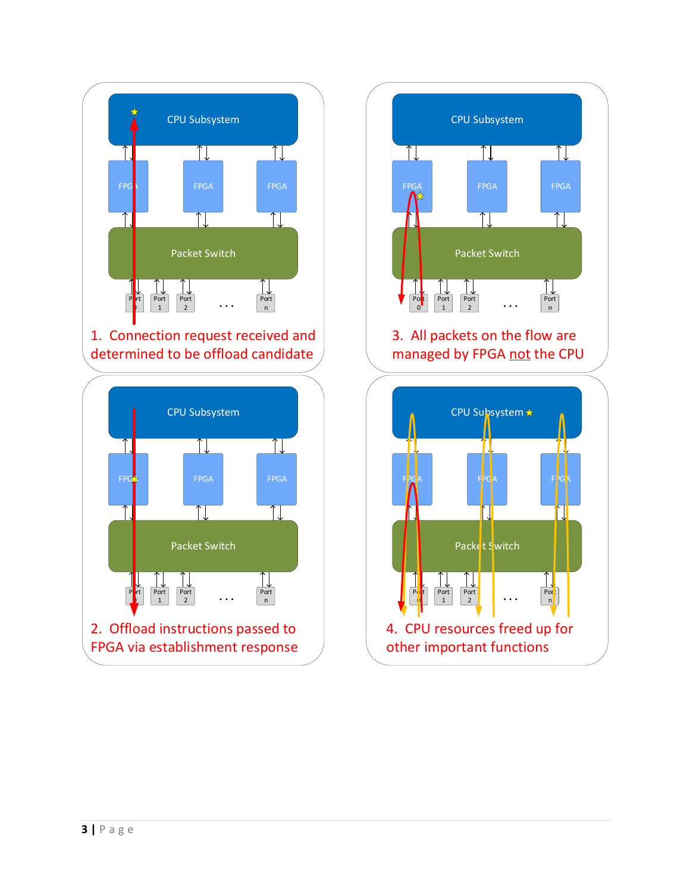1. Connection request received and determined to be offload candidate

2. Offload instructions passed to FPGA via establishment response

3. All packets on the flow are managed by FPGA not the CPU

4. CPU resources freed up for other important functions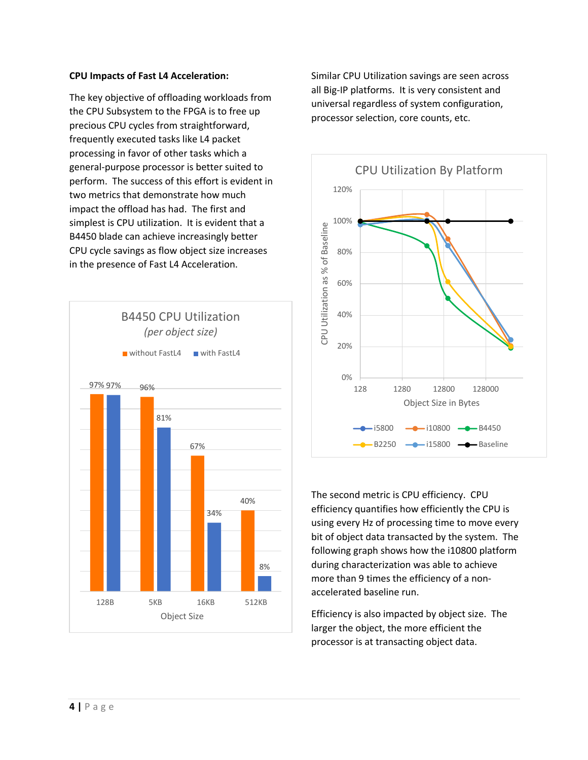**CPU Impacts of Fast L4 Acceleration:**

The key objective of offloading workloads from the CPU Subsystem to the FPGA is to free up precious CPU cycles from straightforward, frequently executed tasks like L4 packet processing in favor of other tasks which a general-purpose processor is better suited to perform. The success of this effort is evident in two metrics that demonstrate how much impact the offload has had. The first and simplest is CPU utilization. It is evident that a B4450 blade can achieve increasingly better CPU cycle savings as flow object size increases in the presence of Fast L4 Acceleration.

**B4450 CPU Utilization**
*(per object size)*

| Object Size | without FastL4 | with FastL4 |
| --- | --- | --- |
| 128B | 97% | 97% |
| 5KB | 96% | 81% |
| 16KB | 67% | 34% |
| 512KB | 40% | 8% |

Similar CPU Utilization savings are seen across all Big-IP platforms. It is very consistent and universal regardless of system configuration, processor selection, core counts, etc.

**CPU Utilization By Platform**

(Y-axis: CPU Utilization as % of Baseline; X-axis: Object Size in Bytes; Series: i5800, i10800, B4450, B2250, i15800, Baseline)

The second metric is CPU efficiency. CPU efficiency quantifies how efficiently the CPU is using every Hz of processing time to move every bit of object data transacted by the system. The following graph shows how the i10800 platform during characterization was able to achieve more than 9 times the efficiency of a non-accelerated baseline run.

Efficiency is also impacted by object size. The larger the object, the more efficient the processor is at transacting object data.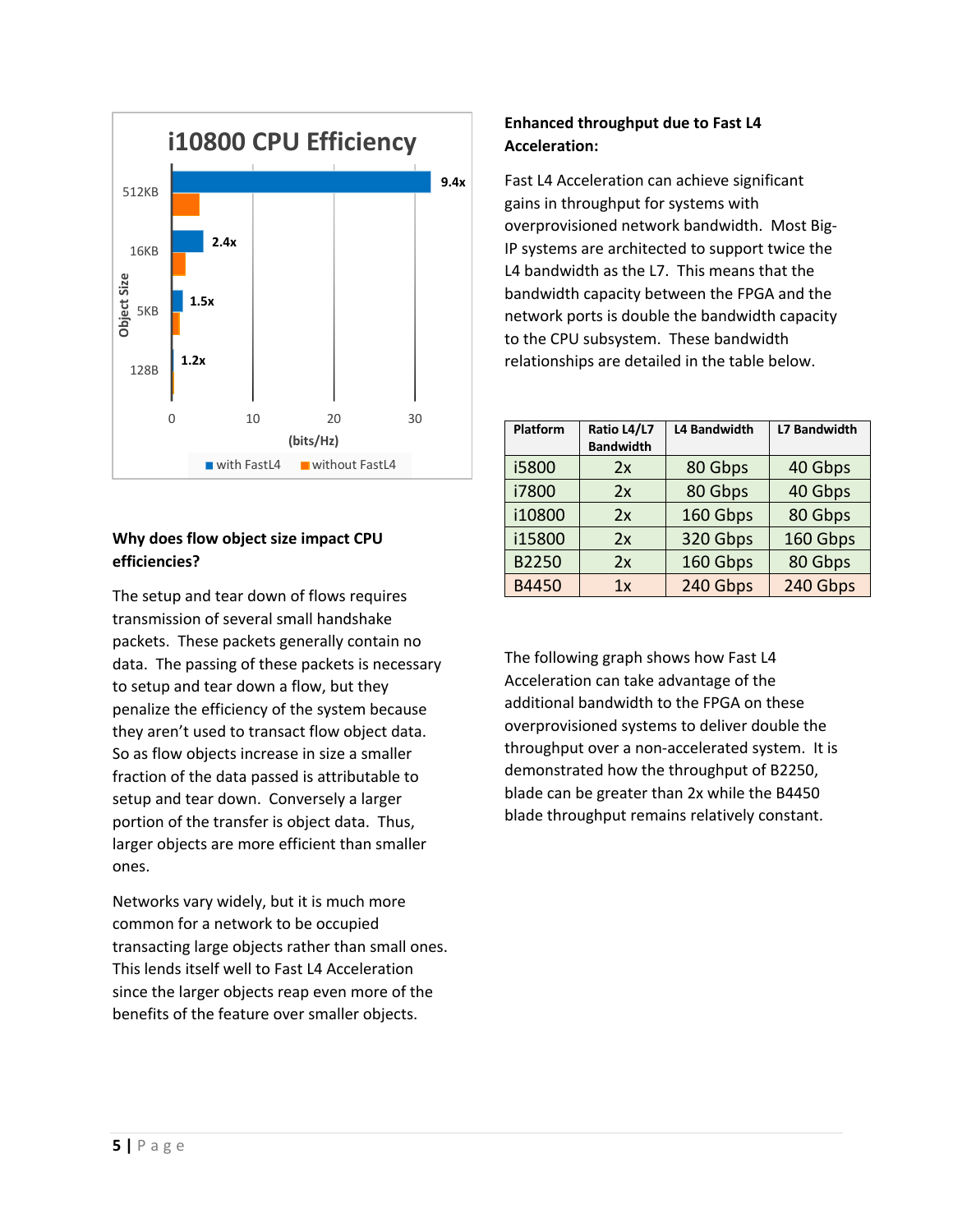i10800 CPU Efficiency

| Object Size | with FastL4 vs without FastL4 |
| --- | --- |
| 512KB | 9.4x |
| 16KB | 2.4x |
| 5KB | 1.5x |
| 128B | 1.2x |

(bits/Hz)

■ with FastL4 ■ without FastL4

### Why does flow object size impact CPU efficiencies?

The setup and tear down of flows requires transmission of several small handshake packets. These packets generally contain no data. The passing of these packets is necessary to setup and tear down a flow, but they penalize the efficiency of the system because they aren't used to transact flow object data. So as flow objects increase in size a smaller fraction of the data passed is attributable to setup and tear down. Conversely a larger portion of the transfer is object data. Thus, larger objects are more efficient than smaller ones.

Networks vary widely, but it is much more common for a network to be occupied transacting large objects rather than small ones. This lends itself well to Fast L4 Acceleration since the larger objects reap even more of the benefits of the feature over smaller objects.

### Enhanced throughput due to Fast L4 Acceleration:

Fast L4 Acceleration can achieve significant gains in throughput for systems with overprovisioned network bandwidth. Most Big-IP systems are architected to support twice the L4 bandwidth as the L7. This means that the bandwidth capacity between the FPGA and the network ports is double the bandwidth capacity to the CPU subsystem. These bandwidth relationships are detailed in the table below.

| Platform | Ratio L4/L7 Bandwidth | L4 Bandwidth | L7 Bandwidth |
| --- | --- | --- | --- |
| i5800 | 2x | 80 Gbps | 40 Gbps |
| i7800 | 2x | 80 Gbps | 40 Gbps |
| i10800 | 2x | 160 Gbps | 80 Gbps |
| i15800 | 2x | 320 Gbps | 160 Gbps |
| B2250 | 2x | 160 Gbps | 80 Gbps |
| B4450 | 1x | 240 Gbps | 240 Gbps |

The following graph shows how Fast L4 Acceleration can take advantage of the additional bandwidth to the FPGA on these overprovisioned systems to deliver double the throughput over a non-accelerated system. It is demonstrated how the throughput of B2250, blade can be greater than 2x while the B4450 blade throughput remains relatively constant.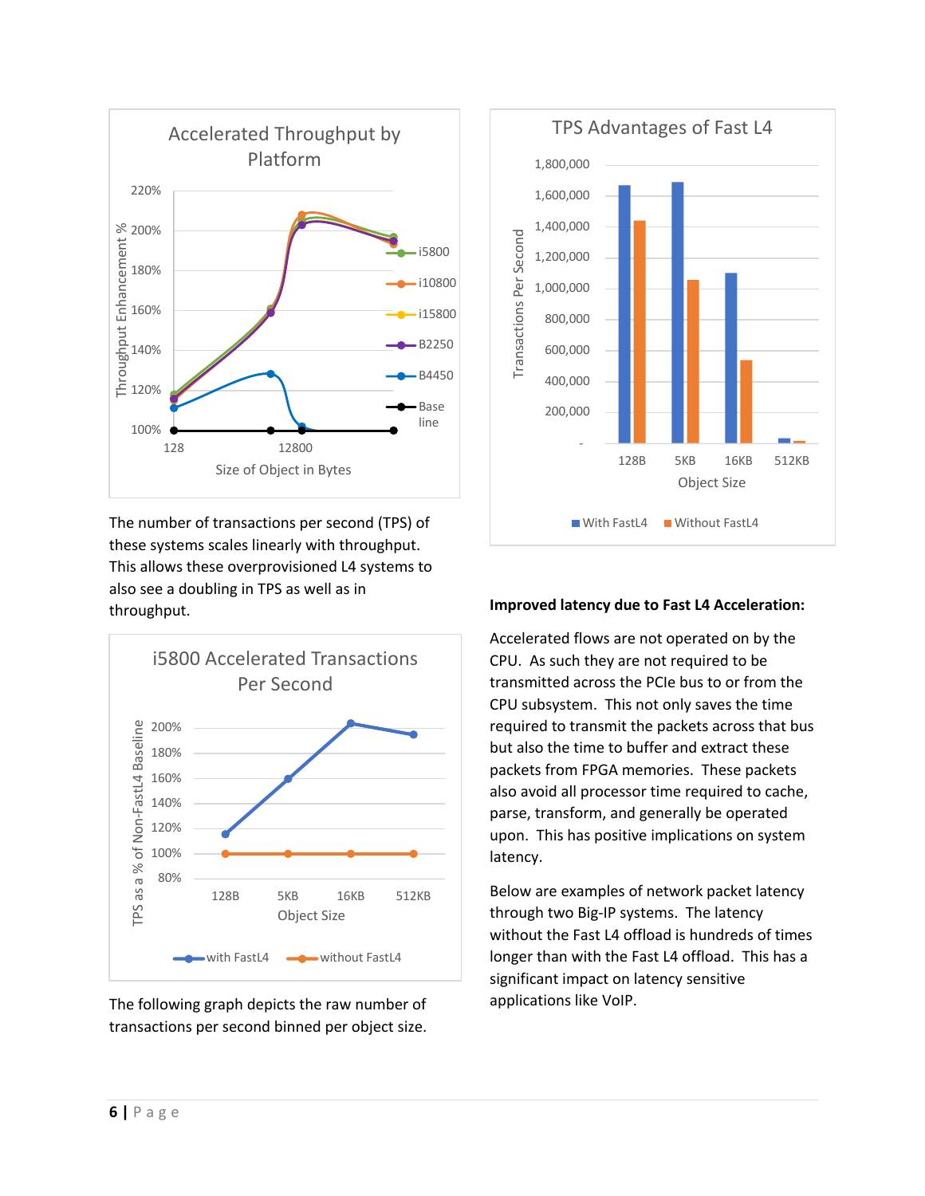The number of transactions per second (TPS) of these systems scales linearly with throughput. This allows these overprovisioned L4 systems to also see a doubling in TPS as well as in throughput.

The following graph depicts the raw number of transactions per second binned per object size.

**Improved latency due to Fast L4 Acceleration:**

Accelerated flows are not operated on by the CPU. As such they are not required to be transmitted across the PCIe bus to or from the CPU subsystem. This not only saves the time required to transmit the packets across that bus but also the time to buffer and extract these packets from FPGA memories. These packets also avoid all processor time required to cache, parse, transform, and generally be operated upon. This has positive implications on system latency.

Below are examples of network packet latency through two Big-IP systems. The latency without the Fast L4 offload is hundreds of times longer than with the Fast L4 offload. This has a significant impact on latency sensitive applications like VoIP.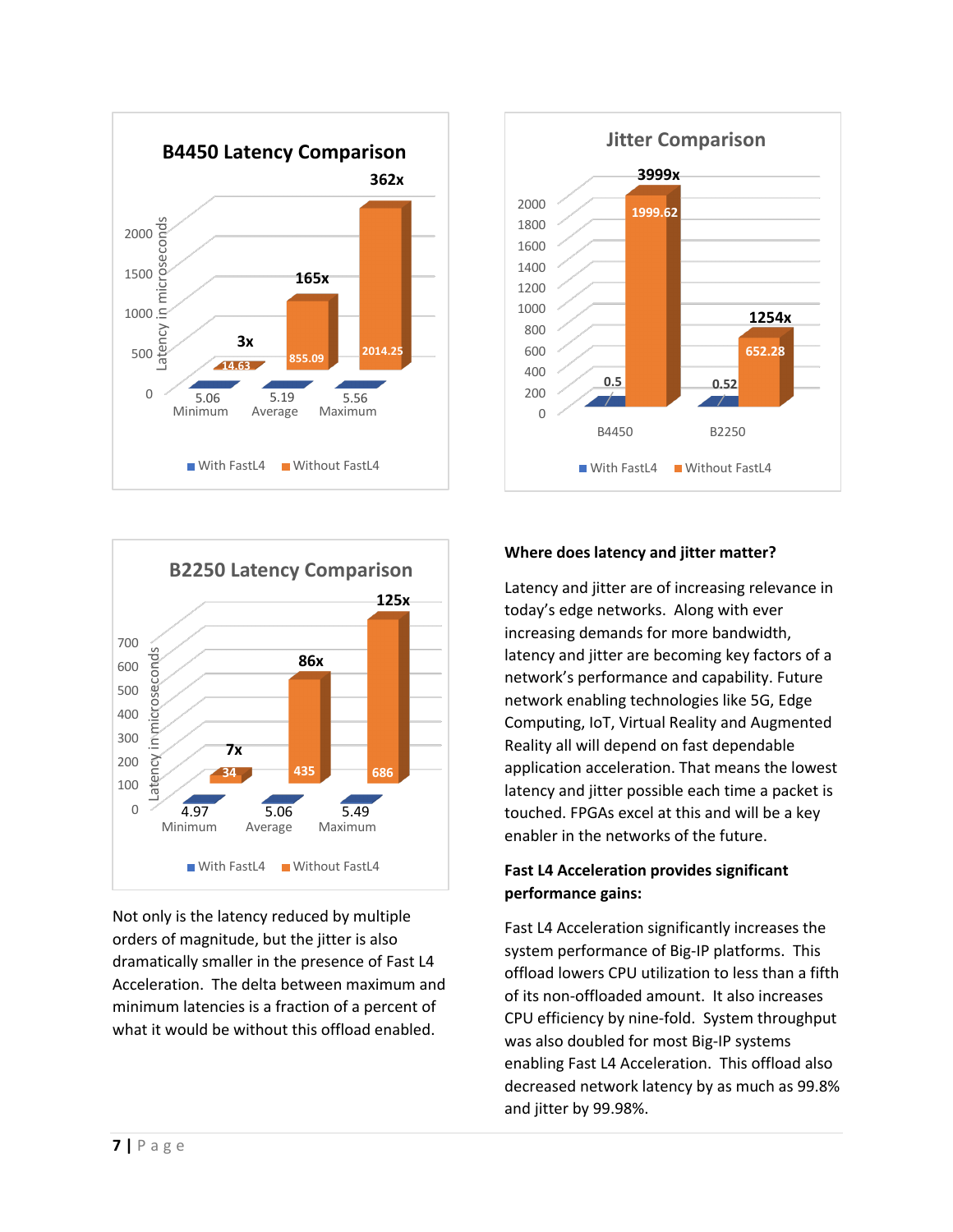**B4450 Latency Comparison** (Latency in microseconds)

| | With FastL4 | Without FastL4 | |
|---|---|---|---|
| Minimum | 5.06 | 14.63 | 3x |
| Average | 5.19 | 855.09 | 165x |
| Maximum | 5.56 | 2014.25 | 362x |

**B2250 Latency Comparison** (Latency in microseconds)

| | With FastL4 | Without FastL4 | |
|---|---|---|---|
| Minimum | 4.97 | 34 | 7x |
| Average | 5.06 | 435 | 86x |
| Maximum | 5.49 | 686 | 125x |

Not only is the latency reduced by multiple orders of magnitude, but the jitter is also dramatically smaller in the presence of Fast L4 Acceleration. The delta between maximum and minimum latencies is a fraction of a percent of what it would be without this offload enabled.

**Jitter Comparison**

| | With FastL4 | Without FastL4 | |
|---|---|---|---|
| B4450 | 0.5 | 1999.62 | 3999x |
| B2250 | 0.52 | 652.28 | 1254x |

**Where does latency and jitter matter?**

Latency and jitter are of increasing relevance in today's edge networks. Along with ever increasing demands for more bandwidth, latency and jitter are becoming key factors of a network's performance and capability. Future network enabling technologies like 5G, Edge Computing, IoT, Virtual Reality and Augmented Reality all will depend on fast dependable application acceleration. That means the lowest latency and jitter possible each time a packet is touched. FPGAs excel at this and will be a key enabler in the networks of the future.

**Fast L4 Acceleration provides significant performance gains:**

Fast L4 Acceleration significantly increases the system performance of Big-IP platforms. This offload lowers CPU utilization to less than a fifth of its non-offloaded amount. It also increases CPU efficiency by nine-fold. System throughput was also doubled for most Big-IP systems enabling Fast L4 Acceleration. This offload also decreased network latency by as much as 99.8% and jitter by 99.98%.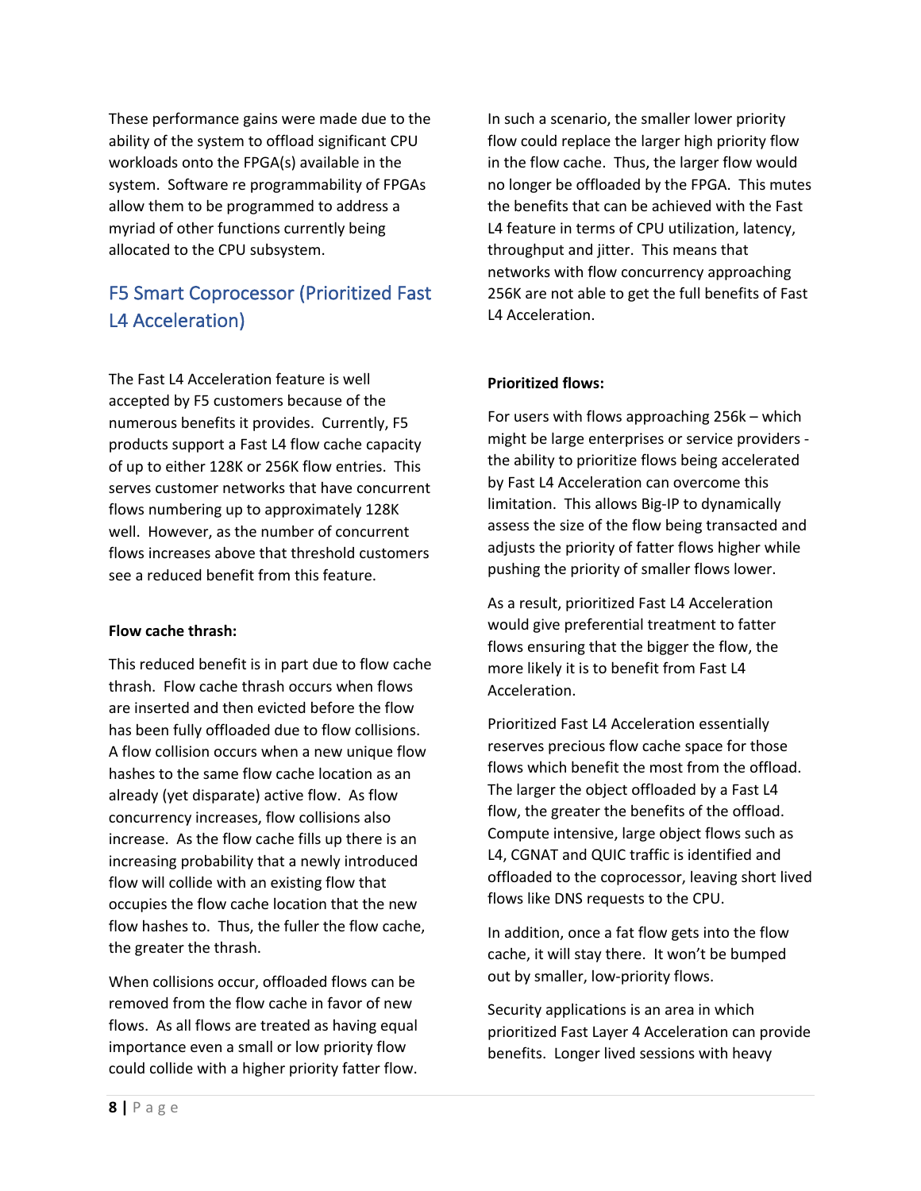These performance gains were made due to the ability of the system to offload significant CPU workloads onto the FPGA(s) available in the system. Software re programmability of FPGAs allow them to be programmed to address a myriad of other functions currently being allocated to the CPU subsystem.

## F5 Smart Coprocessor (Prioritized Fast L4 Acceleration)

The Fast L4 Acceleration feature is well accepted by F5 customers because of the numerous benefits it provides. Currently, F5 products support a Fast L4 flow cache capacity of up to either 128K or 256K flow entries. This serves customer networks that have concurrent flows numbering up to approximately 128K well. However, as the number of concurrent flows increases above that threshold customers see a reduced benefit from this feature.

**Flow cache thrash:**

This reduced benefit is in part due to flow cache thrash. Flow cache thrash occurs when flows are inserted and then evicted before the flow has been fully offloaded due to flow collisions. A flow collision occurs when a new unique flow hashes to the same flow cache location as an already (yet disparate) active flow. As flow concurrency increases, flow collisions also increase. As the flow cache fills up there is an increasing probability that a newly introduced flow will collide with an existing flow that occupies the flow cache location that the new flow hashes to. Thus, the fuller the flow cache, the greater the thrash.

When collisions occur, offloaded flows can be removed from the flow cache in favor of new flows. As all flows are treated as having equal importance even a small or low priority flow could collide with a higher priority fatter flow. In such a scenario, the smaller lower priority flow could replace the larger high priority flow in the flow cache. Thus, the larger flow would no longer be offloaded by the FPGA. This mutes the benefits that can be achieved with the Fast L4 feature in terms of CPU utilization, latency, throughput and jitter. This means that networks with flow concurrency approaching 256K are not able to get the full benefits of Fast L4 Acceleration.

**Prioritized flows:**

For users with flows approaching 256k – which might be large enterprises or service providers - the ability to prioritize flows being accelerated by Fast L4 Acceleration can overcome this limitation. This allows Big-IP to dynamically assess the size of the flow being transacted and adjusts the priority of fatter flows higher while pushing the priority of smaller flows lower.

As a result, prioritized Fast L4 Acceleration would give preferential treatment to fatter flows ensuring that the bigger the flow, the more likely it is to benefit from Fast L4 Acceleration.

Prioritized Fast L4 Acceleration essentially reserves precious flow cache space for those flows which benefit the most from the offload. The larger the object offloaded by a Fast L4 flow, the greater the benefits of the offload. Compute intensive, large object flows such as L4, CGNAT and QUIC traffic is identified and offloaded to the coprocessor, leaving short lived flows like DNS requests to the CPU.

In addition, once a fat flow gets into the flow cache, it will stay there. It won't be bumped out by smaller, low-priority flows.

Security applications is an area in which prioritized Fast Layer 4 Acceleration can provide benefits. Longer lived sessions with heavy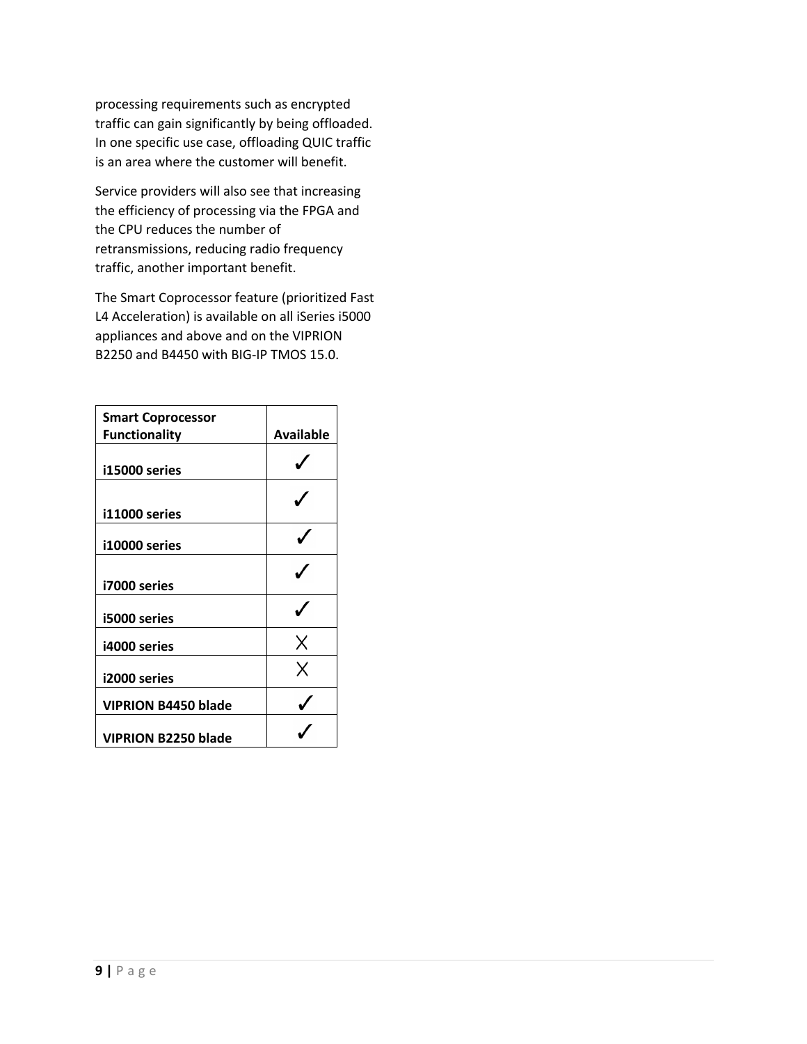processing requirements such as encrypted traffic can gain significantly by being offloaded. In one specific use case, offloading QUIC traffic is an area where the customer will benefit.

Service providers will also see that increasing the efficiency of processing via the FPGA and the CPU reduces the number of retransmissions, reducing radio frequency traffic, another important benefit.

The Smart Coprocessor feature (prioritized Fast L4 Acceleration) is available on all iSeries i5000 appliances and above and on the VIPRION B2250 and B4450 with BIG-IP TMOS 15.0.

| Smart Coprocessor Functionality | Available |
|---|---|
| **i15000 series** | ✓ |
| **i11000 series** | ✓ |
| **i10000 series** | ✓ |
| **i7000 series** | ✓ |
| **i5000 series** | ✓ |
| **i4000 series** | X |
| **i2000 series** | X |
| **VIPRION B4450 blade** | ✓ |
| **VIPRION B2250 blade** | ✓ |